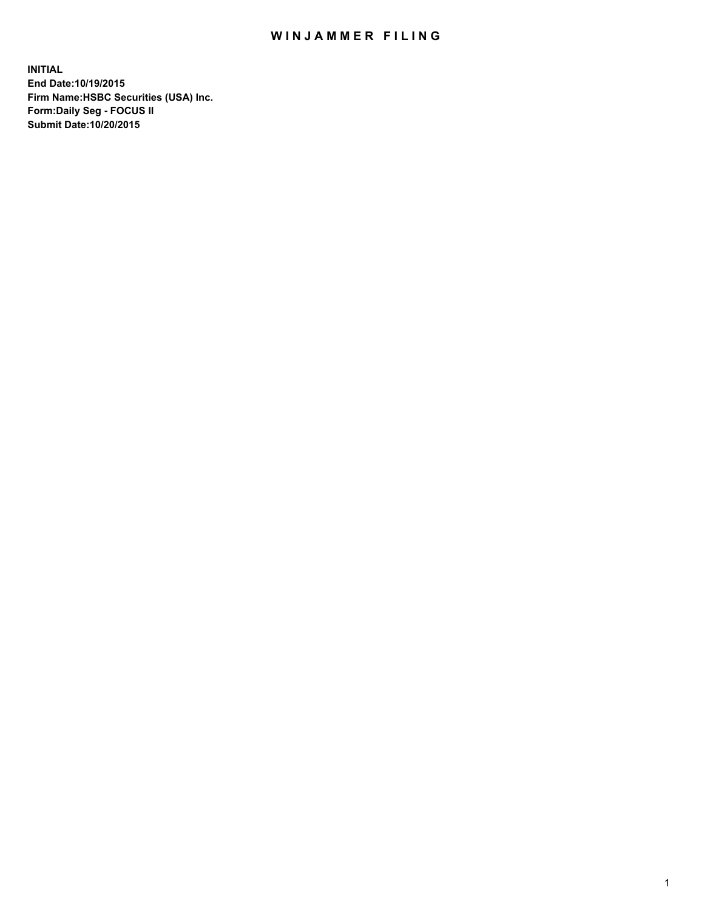# WINJAMMER FILING

**INITIAL**
**End Date:10/19/2015**
**Firm Name:HSBC Securities (USA) Inc.**
**Form:Daily Seg - FOCUS II**
**Submit Date:10/20/2015**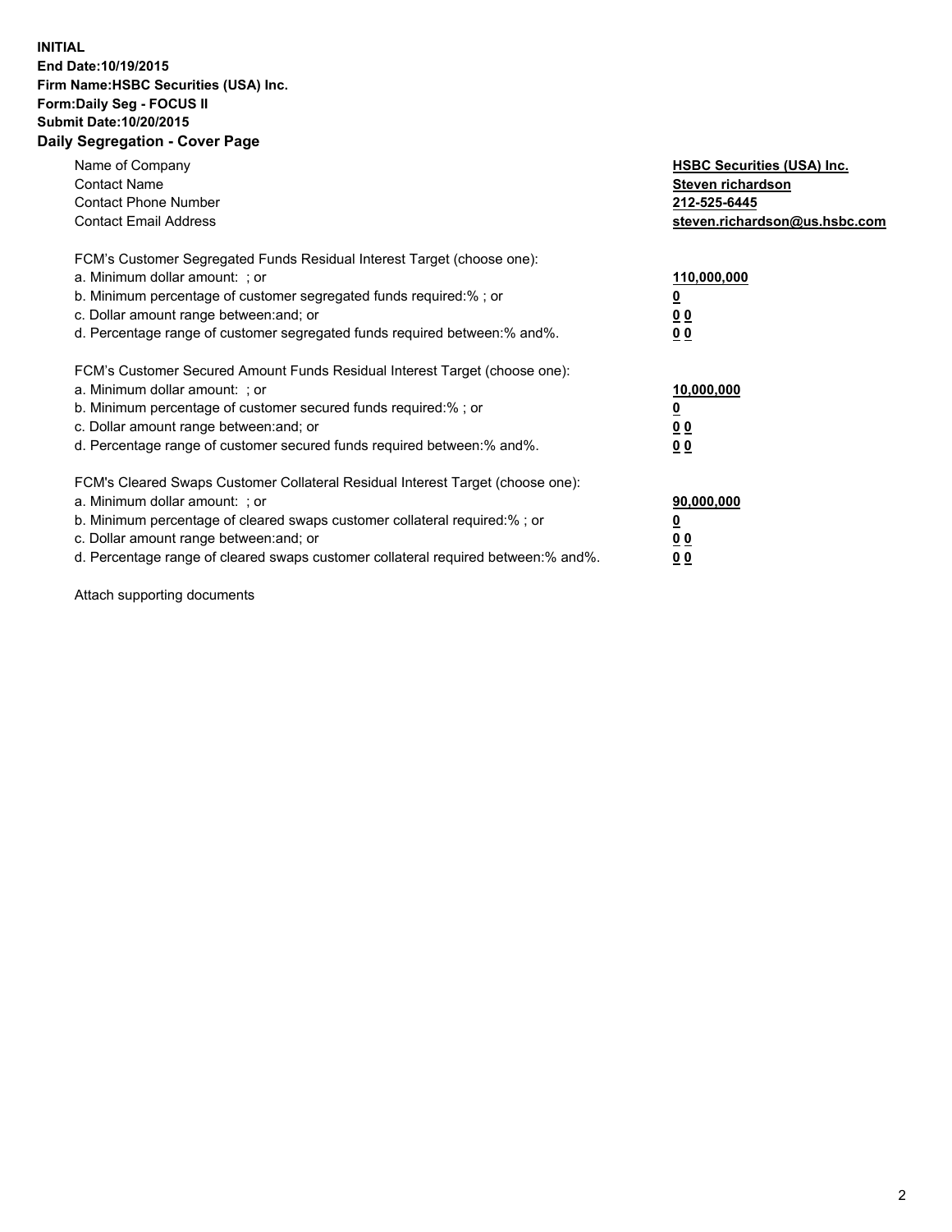**INITIAL**
**End Date:10/19/2015**
**Firm Name:HSBC Securities (USA) Inc.**
**Form:Daily Seg - FOCUS II**
**Submit Date:10/20/2015**

## Daily Segregation - Cover Page

| | |
|---|---|
| Name of Company | **HSBC Securities (USA) Inc.** |
| Contact Name | **Steven richardson** |
| Contact Phone Number | **212-525-6445** |
| Contact Email Address | **steven.richardson@us.hsbc.com** |

FCM's Customer Segregated Funds Residual Interest Target (choose one):

| | |
|---|---|
| a. Minimum dollar amount: ; or | **110,000,000** |
| b. Minimum percentage of customer segregated funds required:% ; or | **0** |
| c. Dollar amount range between:and; or | **0 0** |
| d. Percentage range of customer segregated funds required between:% and%. | **0 0** |

FCM's Customer Secured Amount Funds Residual Interest Target (choose one):

| | |
|---|---|
| a. Minimum dollar amount: ; or | **10,000,000** |
| b. Minimum percentage of customer secured funds required:% ; or | **0** |
| c. Dollar amount range between:and; or | **0 0** |
| d. Percentage range of customer secured funds required between:% and%. | **0 0** |

FCM's Cleared Swaps Customer Collateral Residual Interest Target (choose one):

| | |
|---|---|
| a. Minimum dollar amount: ; or | **90,000,000** |
| b. Minimum percentage of cleared swaps customer collateral required:% ; or | **0** |
| c. Dollar amount range between:and; or | **0 0** |
| d. Percentage range of cleared swaps customer collateral required between:% and%. | **0 0** |

Attach supporting documents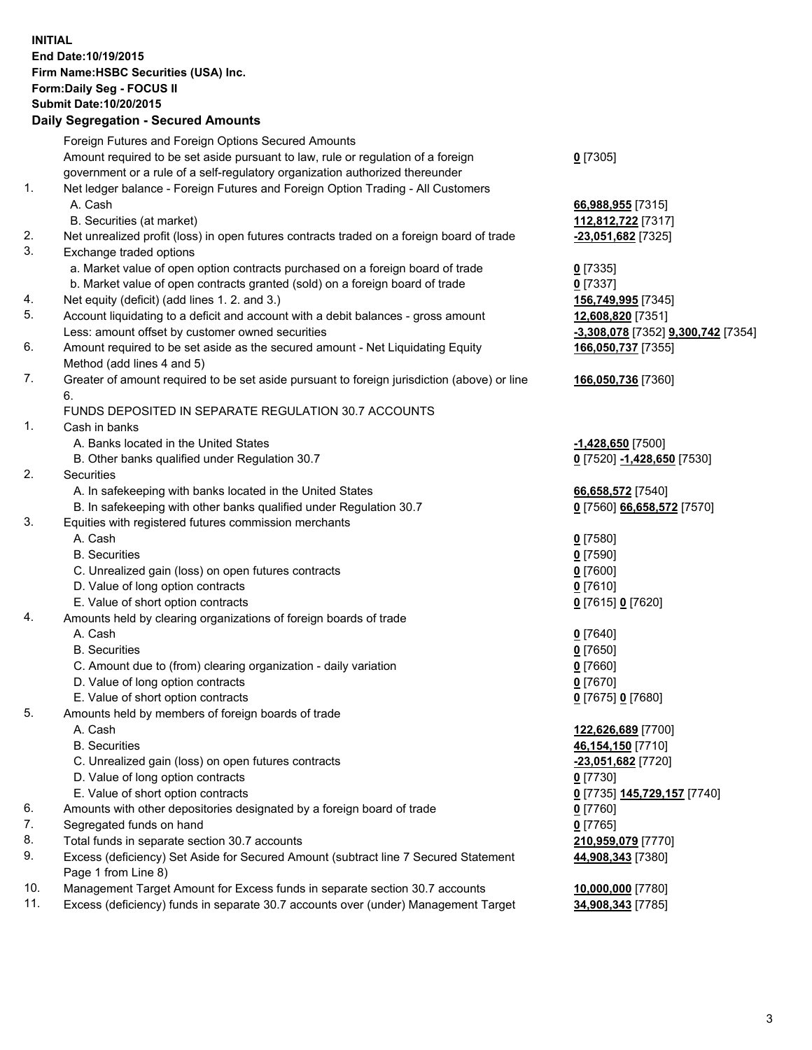**INITIAL**
**End Date:10/19/2015**
**Firm Name:HSBC Securities (USA) Inc.**
**Form:Daily Seg - FOCUS II**
**Submit Date:10/20/2015**

## Daily Segregation - Secured Amounts

| | | |
|---|---|---|
| | Foreign Futures and Foreign Options Secured Amounts | |
| | Amount required to be set aside pursuant to law, rule or regulation of a foreign government or a rule of a self-regulatory organization authorized thereunder | **0** [7305] |
| 1. | Net ledger balance - Foreign Futures and Foreign Option Trading - All Customers | |
| | A. Cash | **66,988,955** [7315] |
| | B. Securities (at market) | **112,812,722** [7317] |
| 2. | Net unrealized profit (loss) in open futures contracts traded on a foreign board of trade | **-23,051,682** [7325] |
| 3. | Exchange traded options | |
| | a. Market value of open option contracts purchased on a foreign board of trade | **0** [7335] |
| | b. Market value of open contracts granted (sold) on a foreign board of trade | **0** [7337] |
| 4. | Net equity (deficit) (add lines 1. 2. and 3.) | **156,749,995** [7345] |
| 5. | Account liquidating to a deficit and account with a debit balances - gross amount | **12,608,820** [7351] |
| | Less: amount offset by customer owned securities | **-3,308,078** [7352] **9,300,742** [7354] |
| 6. | Amount required to be set aside as the secured amount - Net Liquidating Equity Method (add lines 4 and 5) | **166,050,737** [7355] |
| 7. | Greater of amount required to be set aside pursuant to foreign jurisdiction (above) or line 6. | **166,050,736** [7360] |
| | FUNDS DEPOSITED IN SEPARATE REGULATION 30.7 ACCOUNTS | |
| 1. | Cash in banks | |
| | A. Banks located in the United States | **-1,428,650** [7500] |
| | B. Other banks qualified under Regulation 30.7 | **0** [7520] **-1,428,650** [7530] |
| 2. | Securities | |
| | A. In safekeeping with banks located in the United States | **66,658,572** [7540] |
| | B. In safekeeping with other banks qualified under Regulation 30.7 | **0** [7560] **66,658,572** [7570] |
| 3. | Equities with registered futures commission merchants | |
| | A. Cash | **0** [7580] |
| | B. Securities | **0** [7590] |
| | C. Unrealized gain (loss) on open futures contracts | **0** [7600] |
| | D. Value of long option contracts | **0** [7610] |
| | E. Value of short option contracts | **0** [7615] **0** [7620] |
| 4. | Amounts held by clearing organizations of foreign boards of trade | |
| | A. Cash | **0** [7640] |
| | B. Securities | **0** [7650] |
| | C. Amount due to (from) clearing organization - daily variation | **0** [7660] |
| | D. Value of long option contracts | **0** [7670] |
| | E. Value of short option contracts | **0** [7675] **0** [7680] |
| 5. | Amounts held by members of foreign boards of trade | |
| | A. Cash | **122,626,689** [7700] |
| | B. Securities | **46,154,150** [7710] |
| | C. Unrealized gain (loss) on open futures contracts | **-23,051,682** [7720] |
| | D. Value of long option contracts | **0** [7730] |
| | E. Value of short option contracts | **0** [7735] **145,729,157** [7740] |
| 6. | Amounts with other depositories designated by a foreign board of trade | **0** [7760] |
| 7. | Segregated funds on hand | **0** [7765] |
| 8. | Total funds in separate section 30.7 accounts | **210,959,079** [7770] |
| 9. | Excess (deficiency) Set Aside for Secured Amount (subtract line 7 Secured Statement Page 1 from Line 8) | **44,908,343** [7380] |
| 10. | Management Target Amount for Excess funds in separate section 30.7 accounts | **10,000,000** [7780] |
| 11. | Excess (deficiency) funds in separate 30.7 accounts over (under) Management Target | **34,908,343** [7785] |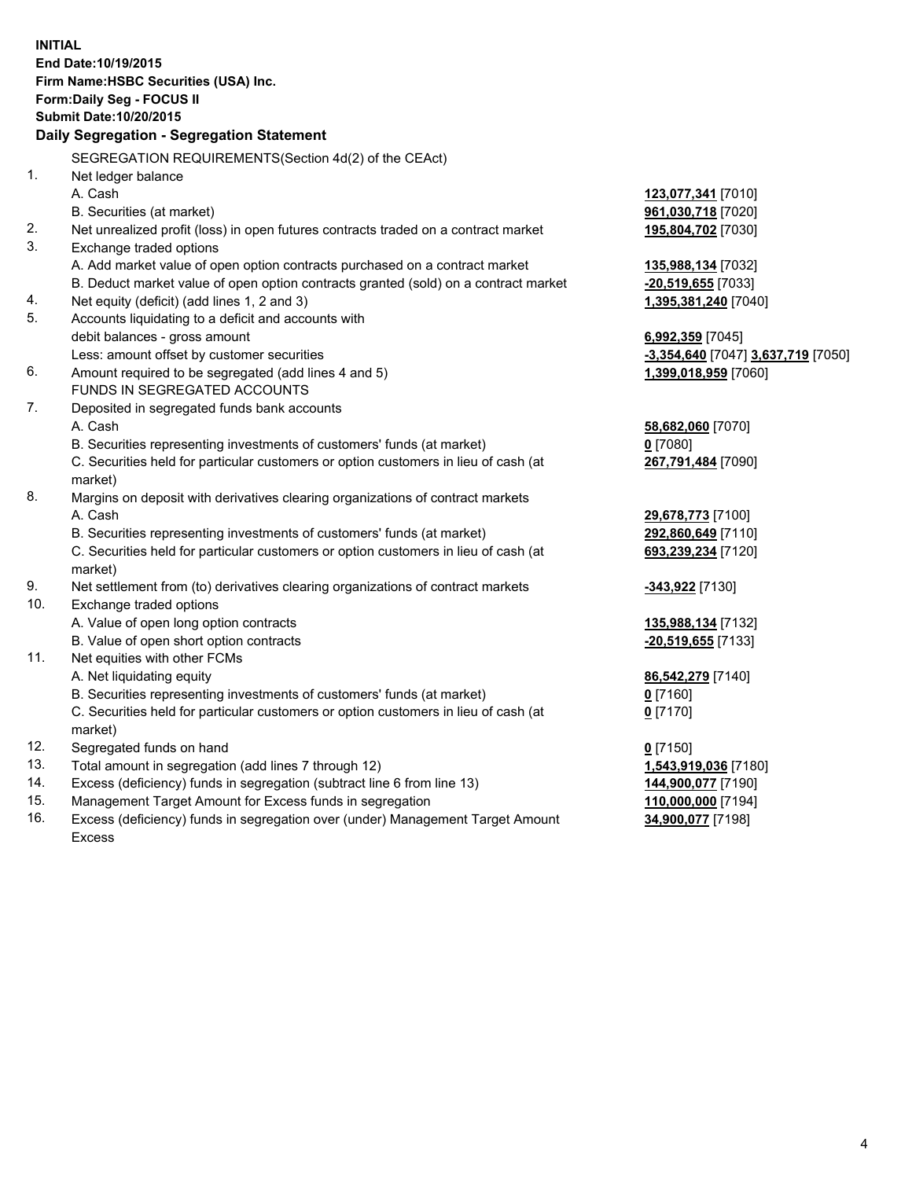**INITIAL**
**End Date:10/19/2015**
**Firm Name:HSBC Securities (USA) Inc.**
**Form:Daily Seg - FOCUS II**
**Submit Date:10/20/2015**

### Daily Segregation - Segregation Statement

SEGREGATION REQUIREMENTS(Section 4d(2) of the CEAct)

| | | |
|---|---|---|
| 1. | Net ledger balance | |
| | A. Cash | **123,077,341** [7010] |
| | B. Securities (at market) | **961,030,718** [7020] |
| 2. | Net unrealized profit (loss) in open futures contracts traded on a contract market | **195,804,702** [7030] |
| 3. | Exchange traded options | |
| | A. Add market value of open option contracts purchased on a contract market | **135,988,134** [7032] |
| | B. Deduct market value of open option contracts granted (sold) on a contract market | **-20,519,655** [7033] |
| 4. | Net equity (deficit) (add lines 1, 2 and 3) | **1,395,381,240** [7040] |
| 5. | Accounts liquidating to a deficit and accounts with debit balances - gross amount | **6,992,359** [7045] |
| | Less: amount offset by customer securities | **-3,354,640** [7047] **3,637,719** [7050] |
| 6. | Amount required to be segregated (add lines 4 and 5) | **1,399,018,959** [7060] |
| | FUNDS IN SEGREGATED ACCOUNTS | |
| 7. | Deposited in segregated funds bank accounts | |
| | A. Cash | **58,682,060** [7070] |
| | B. Securities representing investments of customers' funds (at market) | **0** [7080] |
| | C. Securities held for particular customers or option customers in lieu of cash (at market) | **267,791,484** [7090] |
| 8. | Margins on deposit with derivatives clearing organizations of contract markets | |
| | A. Cash | **29,678,773** [7100] |
| | B. Securities representing investments of customers' funds (at market) | **292,860,649** [7110] |
| | C. Securities held for particular customers or option customers in lieu of cash (at market) | **693,239,234** [7120] |
| 9. | Net settlement from (to) derivatives clearing organizations of contract markets | **-343,922** [7130] |
| 10. | Exchange traded options | |
| | A. Value of open long option contracts | **135,988,134** [7132] |
| | B. Value of open short option contracts | **-20,519,655** [7133] |
| 11. | Net equities with other FCMs | |
| | A. Net liquidating equity | **86,542,279** [7140] |
| | B. Securities representing investments of customers' funds (at market) | **0** [7160] |
| | C. Securities held for particular customers or option customers in lieu of cash (at market) | **0** [7170] |
| 12. | Segregated funds on hand | **0** [7150] |
| 13. | Total amount in segregation (add lines 7 through 12) | **1,543,919,036** [7180] |
| 14. | Excess (deficiency) funds in segregation (subtract line 6 from line 13) | **144,900,077** [7190] |
| 15. | Management Target Amount for Excess funds in segregation | **110,000,000** [7194] |
| 16. | Excess (deficiency) funds in segregation over (under) Management Target Amount Excess | **34,900,077** [7198] |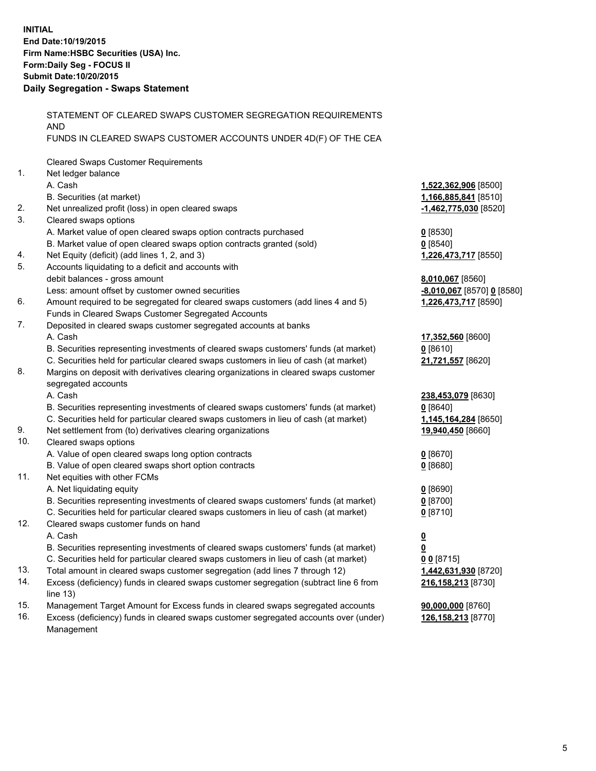**INITIAL**
**End Date:10/19/2015**
**Firm Name:HSBC Securities (USA) Inc.**
**Form:Daily Seg - FOCUS II**
**Submit Date:10/20/2015**
**Daily Segregation - Swaps Statement**

STATEMENT OF CLEARED SWAPS CUSTOMER SEGREGATION REQUIREMENTS AND FUNDS IN CLEARED SWAPS CUSTOMER ACCOUNTS UNDER 4D(F) OF THE CEA

| | | |
|---|---|---|
| | Cleared Swaps Customer Requirements | |
| 1. | Net ledger balance | |
| | A. Cash | **1,522,362,906** [8500] |
| | B. Securities (at market) | **1,166,885,841** [8510] |
| 2. | Net unrealized profit (loss) in open cleared swaps | **-1,462,775,030** [8520] |
| 3. | Cleared swaps options | |
| | A. Market value of open cleared swaps option contracts purchased | **0** [8530] |
| | B. Market value of open cleared swaps option contracts granted (sold) | **0** [8540] |
| 4. | Net Equity (deficit) (add lines 1, 2, and 3) | **1,226,473,717** [8550] |
| 5. | Accounts liquidating to a deficit and accounts with debit balances - gross amount | **8,010,067** [8560] |
| | Less: amount offset by customer owned securities | **-8,010,067** [8570] **0** [8580] |
| 6. | Amount required to be segregated for cleared swaps customers (add lines 4 and 5) | **1,226,473,717** [8590] |
| | Funds in Cleared Swaps Customer Segregated Accounts | |
| 7. | Deposited in cleared swaps customer segregated accounts at banks | |
| | A. Cash | **17,352,560** [8600] |
| | B. Securities representing investments of cleared swaps customers' funds (at market) | **0** [8610] |
| | C. Securities held for particular cleared swaps customers in lieu of cash (at market) | **21,721,557** [8620] |
| 8. | Margins on deposit with derivatives clearing organizations in cleared swaps customer segregated accounts | |
| | A. Cash | **238,453,079** [8630] |
| | B. Securities representing investments of cleared swaps customers' funds (at market) | **0** [8640] |
| | C. Securities held for particular cleared swaps customers in lieu of cash (at market) | **1,145,164,284** [8650] |
| 9. | Net settlement from (to) derivatives clearing organizations | **19,940,450** [8660] |
| 10. | Cleared swaps options | |
| | A. Value of open cleared swaps long option contracts | **0** [8670] |
| | B. Value of open cleared swaps short option contracts | **0** [8680] |
| 11. | Net equities with other FCMs | |
| | A. Net liquidating equity | **0** [8690] |
| | B. Securities representing investments of cleared swaps customers' funds (at market) | **0** [8700] |
| | C. Securities held for particular cleared swaps customers in lieu of cash (at market) | **0** [8710] |
| 12. | Cleared swaps customer funds on hand | |
| | A. Cash | **0** |
| | B. Securities representing investments of cleared swaps customers' funds (at market) | **0** |
| | C. Securities held for particular cleared swaps customers in lieu of cash (at market) | **0** **0** [8715] |
| 13. | Total amount in cleared swaps customer segregation (add lines 7 through 12) | **1,442,631,930** [8720] |
| 14. | Excess (deficiency) funds in cleared swaps customer segregation (subtract line 6 from line 13) | **216,158,213** [8730] |
| 15. | Management Target Amount for Excess funds in cleared swaps segregated accounts | **90,000,000** [8760] |
| 16. | Excess (deficiency) funds in cleared swaps customer segregated accounts over (under) Management | **126,158,213** [8770] |